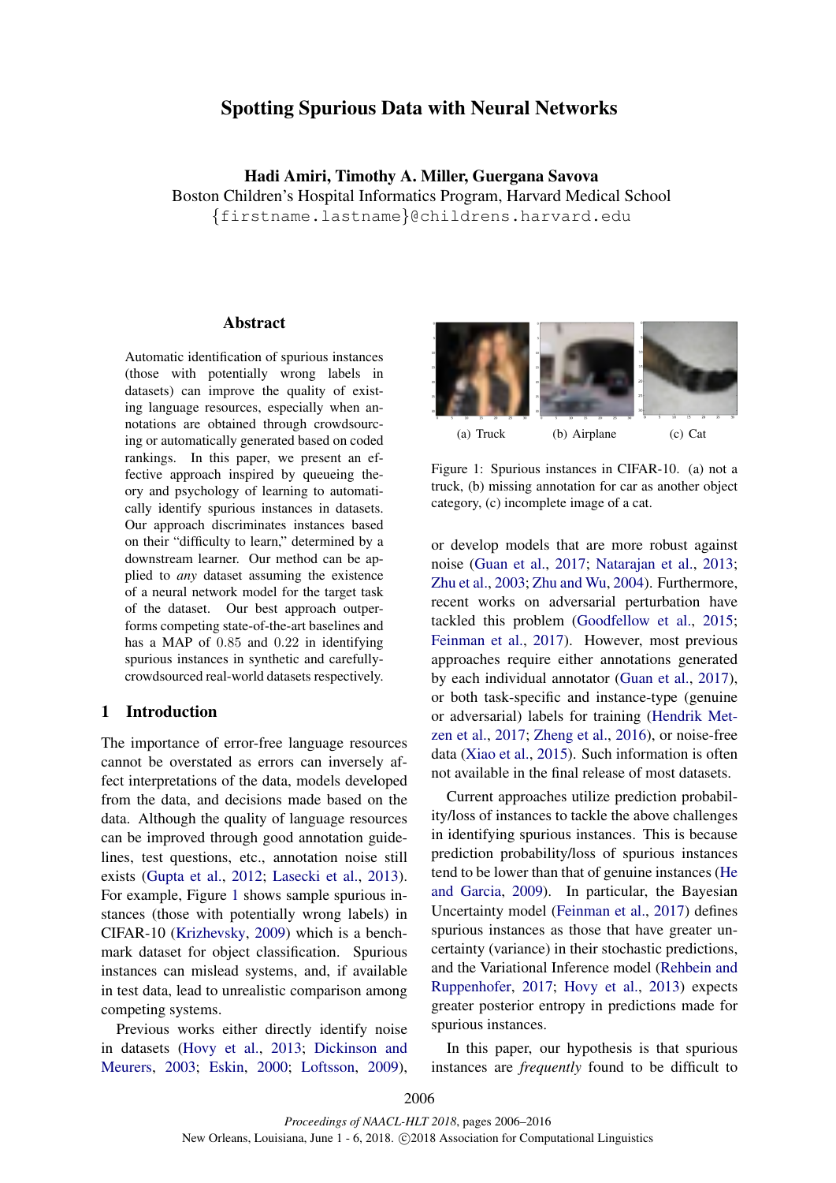# Spotting Spurious Data with Neural Networks

**Hadi Amiri, Timothy A. Miller, Guergana Savova**
Boston Children's Hospital Informatics Program, Harvard Medical School
{firstname.lastname}@childrens.harvard.edu

## Abstract

Automatic identification of spurious instances (those with potentially wrong labels in datasets) can improve the quality of existing language resources, especially when annotations are obtained through crowdsourcing or automatically generated based on coded rankings. In this paper, we present an effective approach inspired by queueing theory and psychology of learning to automatically identify spurious instances in datasets. Our approach discriminates instances based on their "difficulty to learn," determined by a downstream learner. Our method can be applied to *any* dataset assuming the existence of a neural network model for the target task of the dataset. Our best approach outperforms competing state-of-the-art baselines and has a MAP of 0.85 and 0.22 in identifying spurious instances in synthetic and carefully-crowdsourced real-world datasets respectively.

## 1 Introduction

The importance of error-free language resources cannot be overstated as errors can inversely affect interpretations of the data, models developed from the data, and decisions made based on the data. Although the quality of language resources can be improved through good annotation guidelines, test questions, etc., annotation noise still exists (Gupta et al., 2012; Lasecki et al., 2013). For example, Figure 1 shows sample spurious instances (those with potentially wrong labels) in CIFAR-10 (Krizhevsky, 2009) which is a benchmark dataset for object classification. Spurious instances can mislead systems, and, if available in test data, lead to unrealistic comparison among competing systems.

(a) Truck (b) Airplane (c) Cat

Figure 1: Spurious instances in CIFAR-10. (a) not a truck, (b) missing annotation for car as another object category, (c) incomplete image of a cat.

Previous works either directly identify noise in datasets (Hovy et al., 2013; Dickinson and Meurers, 2003; Eskin, 2000; Loftsson, 2009), or develop models that are more robust against noise (Guan et al., 2017; Natarajan et al., 2013; Zhu et al., 2003; Zhu and Wu, 2004). Furthermore, recent works on adversarial perturbation have tackled this problem (Goodfellow et al., 2015; Feinman et al., 2017). However, most previous approaches require either annotations generated by each individual annotator (Guan et al., 2017), or both task-specific and instance-type (genuine or adversarial) labels for training (Hendrik Metzen et al., 2017; Zheng et al., 2016), or noise-free data (Xiao et al., 2015). Such information is often not available in the final release of most datasets.

Current approaches utilize prediction probability/loss of instances to tackle the above challenges in identifying spurious instances. This is because prediction probability/loss of spurious instances tend to be lower than that of genuine instances (He and Garcia, 2009). In particular, the Bayesian Uncertainty model (Feinman et al., 2017) defines spurious instances as those that have greater uncertainty (variance) in their stochastic predictions, and the Variational Inference model (Rehbein and Ruppenhofer, 2017; Hovy et al., 2013) expects greater posterior entropy in predictions made for spurious instances.

In this paper, our hypothesis is that spurious instances are *frequently* found to be difficult to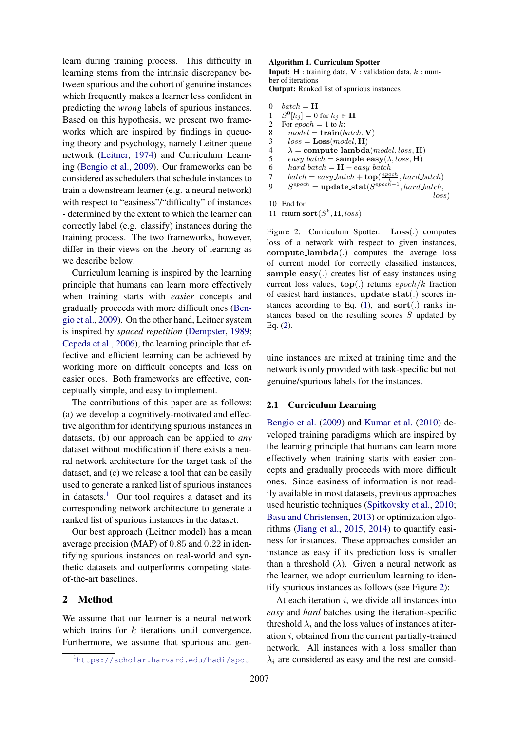learn during training process. This difficulty in learning stems from the intrinsic discrepancy between spurious and the cohort of genuine instances which frequently makes a learner less confident in predicting the *wrong* labels of spurious instances. Based on this hypothesis, we present two frameworks which are inspired by findings in queueing theory and psychology, namely Leitner queue network (Leitner, 1974) and Curriculum Learning (Bengio et al., 2009). Our frameworks can be considered as schedulers that schedule instances to train a downstream learner (e.g. a neural network) with respect to "easiness"/"difficulty" of instances - determined by the extent to which the learner can correctly label (e.g. classify) instances during the training process. The two frameworks, however, differ in their views on the theory of learning as we describe below:

Curriculum learning is inspired by the learning principle that humans can learn more effectively when training starts with *easier* concepts and gradually proceeds with more difficult ones (Bengio et al., 2009). On the other hand, Leitner system is inspired by *spaced repetition* (Dempster, 1989; Cepeda et al., 2006), the learning principle that effective and efficient learning can be achieved by working more on difficult concepts and less on easier ones. Both frameworks are effective, conceptually simple, and easy to implement.

The contributions of this paper are as follows: (a) we develop a cognitively-motivated and effective algorithm for identifying spurious instances in datasets, (b) our approach can be applied to *any* dataset without modification if there exists a neural network architecture for the target task of the dataset, and (c) we release a tool that can be easily used to generate a ranked list of spurious instances in datasets.[1] Our tool requires a dataset and its corresponding network architecture to generate a ranked list of spurious instances in the dataset.

Our best approach (Leitner model) has a mean average precision (MAP) of 0.85 and 0.22 in identifying spurious instances on real-world and synthetic datasets and outperforms competing state-of-the-art baselines.

## 2 Method

We assume that our learner is a neural network which trains for $k$ iterations until convergence. Furthermore, we assume that spurious and genuine instances are mixed at training time and the network is only provided with task-specific but not genuine/spurious labels for the instances.

[1] https://scholar.harvard.edu/hadi/spot

**Algorithm 1. Curriculum Spotter**

**Input:** $\mathbf{H}$ : training data, $\mathbf{V}$ : validation data, $k$ : number of iterations
**Output:** Ranked list of spurious instances

0 $batch = \mathbf{H}$
1 $S^0[h_j] = 0$ for $h_j \in \mathbf{H}$
2 For $epoch = 1$ to $k$:
8 $model = \mathbf{train}(batch, \mathbf{V})$
3 $loss = \mathbf{Loss}(model, \mathbf{H})$
4 $\lambda = \mathbf{compute\_lambda}(model, loss, \mathbf{H})$
5 $easy\_batch = \mathbf{sample\_easy}(\lambda, loss, \mathbf{H})$
6 $hard\_batch = \mathbf{H} - easy\_batch$
7 $batch = easy\_batch + \mathbf{top}(\frac{epoch}{k}, hard\_batch)$
9 $S^{epoch} = \mathbf{update\_stat}(S^{epoch-1}, hard\_batch, loss)$
10 End for
11 return $\mathbf{sort}(S^k, \mathbf{H}, loss)$

Figure 2: Curriculum Spotter. $\mathbf{Loss}(.)$ computes loss of a network with respect to given instances, $\mathbf{compute\_lambda}(.)$ computes the average loss of current model for correctly classified instances, $\mathbf{sample\_easy}(.)$ creates list of easy instances using current loss values, $\mathbf{top}(.)$ returns $epoch/k$ fraction of easiest hard instances, $\mathbf{update\_stat}(.)$ scores instances according to Eq. (1), and $\mathbf{sort}(.)$ ranks instances based on the resulting scores $S$ updated by Eq. (2).

### 2.1 Curriculum Learning

Bengio et al. (2009) and Kumar et al. (2010) developed training paradigms which are inspired by the learning principle that humans can learn more effectively when training starts with easier concepts and gradually proceeds with more difficult ones. Since easiness of information is not readily available in most datasets, previous approaches used heuristic techniques (Spitkovsky et al., 2010; Basu and Christensen, 2013) or optimization algorithms (Jiang et al., 2015, 2014) to quantify easiness for instances. These approaches consider an instance as easy if its prediction loss is smaller than a threshold ($\lambda$). Given a neural network as the learner, we adopt curriculum learning to identify spurious instances as follows (see Figure 2):

At each iteration $i$, we divide all instances into *easy* and *hard* batches using the iteration-specific threshold $\lambda_i$ and the loss values of instances at iteration $i$, obtained from the current partially-trained network. All instances with a loss smaller than $\lambda_i$ are considered as easy and the rest are consid-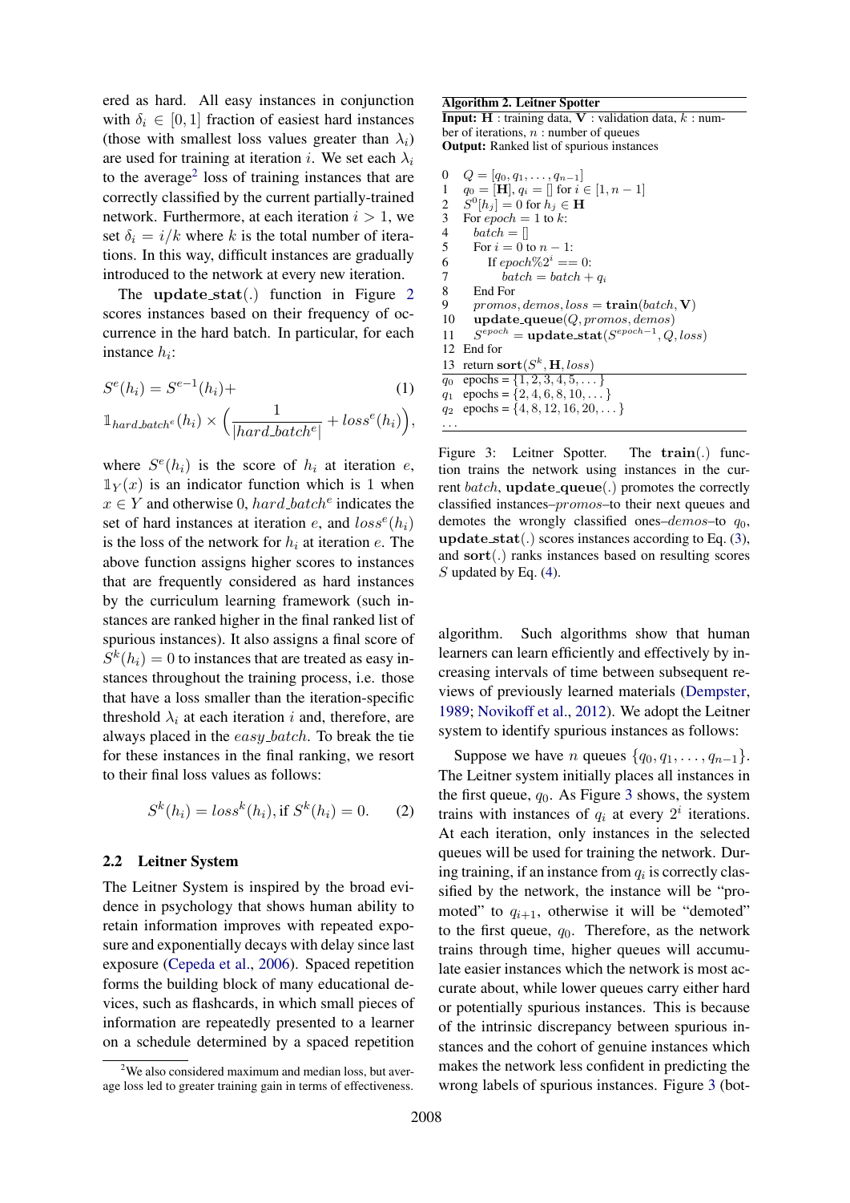ered as hard. All easy instances in conjunction with $\delta_i \in [0, 1]$ fraction of easiest hard instances (those with smallest loss values greater than $\lambda_i$) are used for training at iteration $i$. We set each $\lambda_i$ to the average[2] loss of training instances that are correctly classified by the current partially-trained network. Furthermore, at each iteration $i > 1$, we set $\delta_i = i/k$ where $k$ is the total number of iterations. In this way, difficult instances are gradually introduced to the network at every new iteration.

The **update_stat**(.) function in Figure 2 scores instances based on their frequency of occurrence in the hard batch. In particular, for each instance $h_i$:

$$S^e(h_i) = S^{e-1}(h_i) + \mathbb{1}_{hard\_batch^e}(h_i) \times \Big(\frac{1}{|hard\_batch^e|} + loss^e(h_i)\Big), \quad (1)$$

where $S^e(h_i)$ is the score of $h_i$ at iteration $e$, $\mathbb{1}_Y(x)$ is an indicator function which is 1 when $x \in Y$ and otherwise 0, $hard\_batch^e$ indicates the set of hard instances at iteration $e$, and $loss^e(h_i)$ is the loss of the network for $h_i$ at iteration $e$. The above function assigns higher scores to instances that are frequently considered as hard instances by the curriculum learning framework (such instances are ranked higher in the final ranked list of spurious instances). It also assigns a final score of $S^k(h_i) = 0$ to instances that are treated as easy instances throughout the training process, i.e. those that have a loss smaller than the iteration-specific threshold $\lambda_i$ at each iteration $i$ and, therefore, are always placed in the $easy\_batch$. To break the tie for these instances in the final ranking, we resort to their final loss values as follows:

$$S^k(h_i) = loss^k(h_i), \text{if } S^k(h_i) = 0. \quad (2)$$

## 2.2 Leitner System

The Leitner System is inspired by the broad evidence in psychology that shows human ability to retain information improves with repeated exposure and exponentially decays with delay since last exposure (Cepeda et al., 2006). Spaced repetition forms the building block of many educational devices, such as flashcards, in which small pieces of information are repeatedly presented to a learner on a schedule determined by a spaced repetition algorithm. Such algorithms show that human learners can learn efficiently and effectively by increasing intervals of time between subsequent reviews of previously learned materials (Dempster, 1989; Novikoff et al., 2012). We adopt the Leitner system to identify spurious instances as follows:

Suppose we have $n$ queues $\{q_0, q_1, \ldots, q_{n-1}\}$. The Leitner system initially places all instances in the first queue, $q_0$. As Figure 3 shows, the system trains with instances of $q_i$ at every $2^i$ iterations. At each iteration, only instances in the selected queues will be used for training the network. During training, if an instance from $q_i$ is correctly classified by the network, the instance will be "promoted" to $q_{i+1}$, otherwise it will be "demoted" to the first queue, $q_0$. Therefore, as the network trains through time, higher queues will accumulate easier instances which the network is most accurate about, while lower queues carry either hard or potentially spurious instances. This is because of the intrinsic discrepancy between spurious instances and the cohort of genuine instances which makes the network less confident in predicting the wrong labels of spurious instances. Figure 3 (bot-

**Algorithm 2. Leitner Spotter**

**Input:** $\mathbf{H}$ : training data, $\mathbf{V}$ : validation data, $k$ : number of iterations, $n$ : number of queues
**Output:** Ranked list of spurious instances

```
0   Q = [q_0, q_1, ..., q_{n-1}]
1   q_0 = [H], q_i = [] for i ∈ [1, n − 1]
2   S^0[h_j] = 0 for h_j ∈ H
3   For epoch = 1 to k:
4     batch = []
5     For i = 0 to n − 1:
6       If epoch%2^i == 0:
7         batch = batch + q_i
8     End For
9     promos, demos, loss = train(batch, V)
10    update_queue(Q, promos, demos)
11    S^epoch = update_stat(S^{epoch−1}, Q, loss)
12  End for
13  return sort(S^k, H, loss)
```

$q_0$ epochs = $\{1, 2, 3, 4, 5, \ldots\}$
$q_1$ epochs = $\{2, 4, 6, 8, 10, \ldots\}$
$q_2$ epochs = $\{4, 8, 12, 16, 20, \ldots\}$
...

Figure 3: Leitner Spotter. The **train**(.) function trains the network using instances in the current $batch$, **update_queue**(.) promotes the correctly classified instances–$promos$–to their next queues and demotes the wrongly classified ones–$demos$–to $q_0$, **update_stat**(.) scores instances according to Eq. (3), and **sort**(.) ranks instances based on resulting scores $S$ updated by Eq. (4).

[2] We also considered maximum and median loss, but average loss led to greater training gain in terms of effectiveness.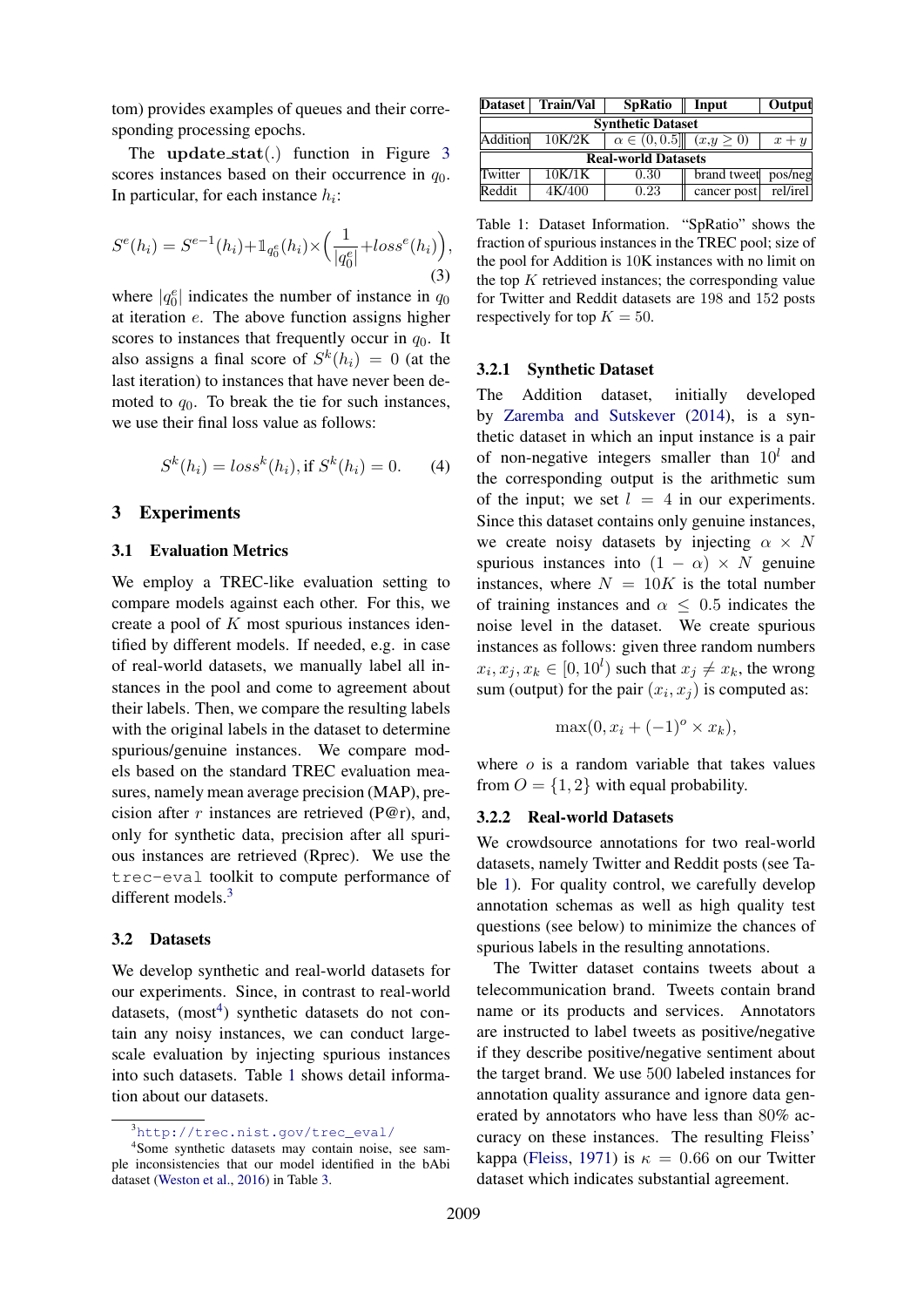tom) provides examples of queues and their corresponding processing epochs.

The **update_start**(.) function in Figure 3 scores instances based on their occurrence in $q_0$. In particular, for each instance $h_i$:

$$S^e(h_i) = S^{e-1}(h_i) + \mathbb{1}_{q_0^e}(h_i) \times \left(\frac{1}{|q_0^e|} + loss^e(h_i)\right), \quad (3)$$

where $|q_0^e|$ indicates the number of instance in $q_0$ at iteration $e$. The above function assigns higher scores to instances that frequently occur in $q_0$. It also assigns a final score of $S^k(h_i) = 0$ (at the last iteration) to instances that have never been demoted to $q_0$. To break the tie for such instances, we use their final loss value as follows:

$$S^k(h_i) = loss^k(h_i), \text{if } S^k(h_i) = 0. \quad (4)$$

## 3 Experiments

### 3.1 Evaluation Metrics

We employ a TREC-like evaluation setting to compare models against each other. For this, we create a pool of $K$ most spurious instances identified by different models. If needed, e.g. in case of real-world datasets, we manually label all instances in the pool and come to agreement about their labels. Then, we compare the resulting labels with the original labels in the dataset to determine spurious/genuine instances. We compare models based on the standard TREC evaluation measures, namely mean average precision (MAP), precision after $r$ instances are retrieved (P@r), and, only for synthetic data, precision after all spurious instances are retrieved (Rprec). We use the `trec-eval` toolkit to compute performance of different models.[3]

### 3.2 Datasets

We develop synthetic and real-world datasets for our experiments. Since, in contrast to real-world datasets, (most[4]) synthetic datasets do not contain any noisy instances, we can conduct large-scale evaluation by injecting spurious instances into such datasets. Table 1 shows detail information about our datasets.

[3] http://trec.nist.gov/trec_eval/

[4] Some synthetic datasets may contain some noise, see sample inconsistencies that our model identified in the bAbi dataset (Weston et al., 2016) in Table 3.

| Dataset | Train/Val | SpRatio | Input | Output |
|---|---|---|---|---|
| **Synthetic Dataset** | | | | |
| Addition | 10K/2K | $\alpha \in (0, 0.5]$ | $(x,y \geq 0)$ | $x + y$ |
| **Real-world Datasets** | | | | |
| Twitter | 10K/1K | 0.30 | brand tweet | pos/neg |
| Reddit | 4K/400 | 0.23 | cancer post | rel/irel |

Table 1: Dataset Information. "SpRatio" shows the fraction of spurious instances in the TREC pool; size of the pool for Addition is 10K instances with no limit on the top $K$ retrieved instances; the corresponding value for Twitter and Reddit datasets are 198 and 152 posts respectively for top $K = 50$.

#### 3.2.1 Synthetic Dataset

The Addition dataset, initially developed by Zaremba and Sutskever (2014), is a synthetic dataset in which an input instance is a pair of non-negative integers smaller than $10^l$ and the corresponding output is the arithmetic sum of the input; we set $l = 4$ in our experiments. Since this dataset contains only genuine instances, we create noisy datasets by injecting $\alpha \times N$ spurious instances into $(1 - \alpha) \times N$ genuine instances, where $N = 10K$ is the total number of training instances and $\alpha \leq 0.5$ indicates the noise level in the dataset. We create spurious instances as follows: given three random numbers $x_i, x_j, x_k \in [0, 10^l)$ such that $x_j \neq x_k$, the wrong sum (output) for the pair $(x_i, x_j)$ is computed as:

$$\max(0, x_i + (-1)^o \times x_k),$$

where $o$ is a random variable that takes values from $O = \{1, 2\}$ with equal probability.

#### 3.2.2 Real-world Datasets

We crowdsource annotations for two real-world datasets, namely Twitter and Reddit posts (see Table 1). For quality control, we carefully develop annotation schemas as well as high quality test questions (see below) to minimize the chances of spurious labels in the resulting annotations.

The Twitter dataset contains tweets about a telecommunication brand. Tweets contain brand name or its products and services. Annotators are instructed to label tweets as positive/negative if they describe positive/negative sentiment about the target brand. We use 500 labeled instances for annotation quality assurance and ignore data generated by annotators who have less than 80% accuracy on these instances. The resulting Fleiss' kappa (Fleiss, 1971) is $\kappa = 0.66$ on our Twitter dataset which indicates substantial agreement.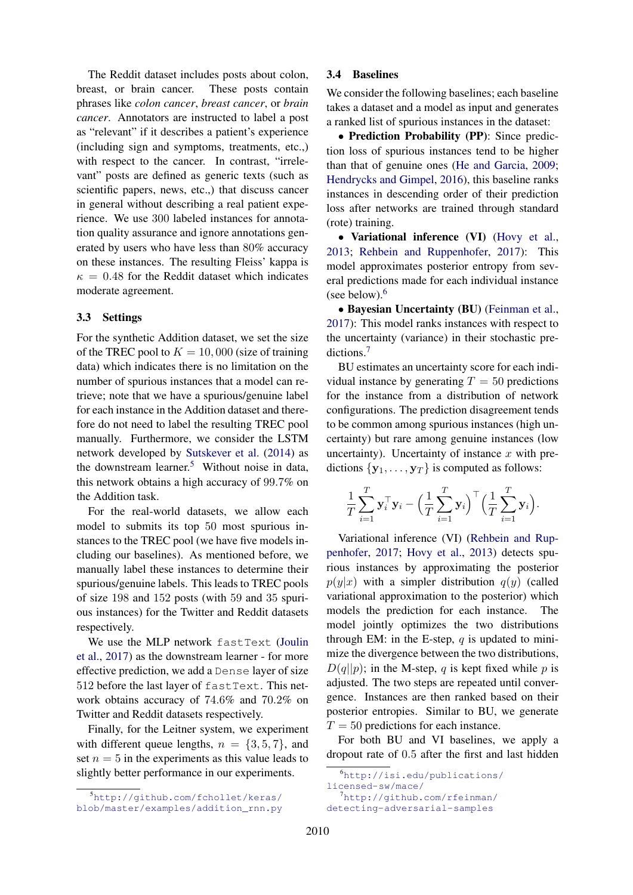The Reddit dataset includes posts about colon, breast, or brain cancer. These posts contain phrases like *colon cancer*, *breast cancer*, or *brain cancer*. Annotators are instructed to label a post as "relevant" if it describes a patient's experience (including sign and symptoms, treatments, etc.,) with respect to the cancer. In contrast, "irrelevant" posts are defined as generic texts (such as scientific papers, news, etc.,) that discuss cancer in general without describing a real patient experience. We use 300 labeled instances for annotation quality assurance and ignore annotations generated by users who have less than 80% accuracy on these instances. The resulting Fleiss' kappa is $\kappa = 0.48$ for the Reddit dataset which indicates moderate agreement.

### 3.3 Settings

For the synthetic Addition dataset, we set the size of the TREC pool to $K = 10,000$ (size of training data) which indicates there is no limitation on the number of spurious instances that a model can retrieve; note that we have a spurious/genuine label for each instance in the Addition dataset and therefore do not need to label the resulting TREC pool manually. Furthermore, we consider the LSTM network developed by Sutskever et al. (2014) as the downstream learner.[5] Without noise in data, this network obtains a high accuracy of 99.7% on the Addition task.

For the real-world datasets, we allow each model to submits its top 50 most spurious instances to the TREC pool (we have five models including our baselines). As mentioned before, we manually label these instances to determine their spurious/genuine labels. This leads to TREC pools of size 198 and 152 posts (with 59 and 35 spurious instances) for the Twitter and Reddit datasets respectively.

We use the MLP network `fastText` (Joulin et al., 2017) as the downstream learner - for more effective prediction, we add a `Dense` layer of size 512 before the last layer of `fastText`. This network obtains accuracy of 74.6% and 70.2% on Twitter and Reddit datasets respectively.

Finally, for the Leitner system, we experiment with different queue lengths, $n = \{3, 5, 7\}$, and set $n = 5$ in the experiments as this value leads to slightly better performance in our experiments.

### 3.4 Baselines

We consider the following baselines; each baseline takes a dataset and a model as input and generates a ranked list of spurious instances in the dataset:

- **Prediction Probability (PP)**: Since prediction loss of spurious instances tend to be higher than that of genuine ones (He and Garcia, 2009; Hendrycks and Gimpel, 2016), this baseline ranks instances in descending order of their prediction loss after networks are trained through standard (rote) training.
- **Variational inference (VI)** (Hovy et al., 2013; Rehbein and Ruppenhofer, 2017): This model approximates posterior entropy from several predictions made for each individual instance (see below).[6]
- **Bayesian Uncertainty (BU)** (Feinman et al., 2017): This model ranks instances with respect to the uncertainty (variance) in their stochastic predictions.[7]

BU estimates an uncertainty score for each individual instance by generating $T = 50$ predictions for the instance from a distribution of network configurations. The prediction disagreement tends to be common among spurious instances (high uncertainty) but rare among genuine instances (low uncertainty). Uncertainty of instance $x$ with predictions $\{\mathbf{y}_1, \ldots, \mathbf{y}_T\}$ is computed as follows:

$$\frac{1}{T}\sum_{i=1}^{T} \mathbf{y}_i^\top \mathbf{y}_i - \left(\frac{1}{T}\sum_{i=1}^{T} \mathbf{y}_i\right)^\top \left(\frac{1}{T}\sum_{i=1}^{T} \mathbf{y}_i\right).$$

Variational inference (VI) (Rehbein and Ruppenhofer, 2017; Hovy et al., 2013) detects spurious instances by approximating the posterior $p(y|x)$ with a simpler distribution $q(y)$ (called variational approximation to the posterior) which models the prediction for each instance. The model jointly optimizes the two distributions through EM: in the E-step, $q$ is updated to minimize the divergence between the two distributions, $D(q||p)$; in the M-step, $q$ is kept fixed while $p$ is adjusted. The two steps are repeated until convergence. Instances are then ranked based on their posterior entropies. Similar to BU, we generate $T = 50$ predictions for each instance.

For both BU and VI baselines, we apply a dropout rate of 0.5 after the first and last hidden

[5] http://github.com/fchollet/keras/blob/master/examples/addition_rnn.py

[6] http://isi.edu/publications/licensed-sw/mace/

[7] http://github.com/rfeinman/detecting-adversarial-samples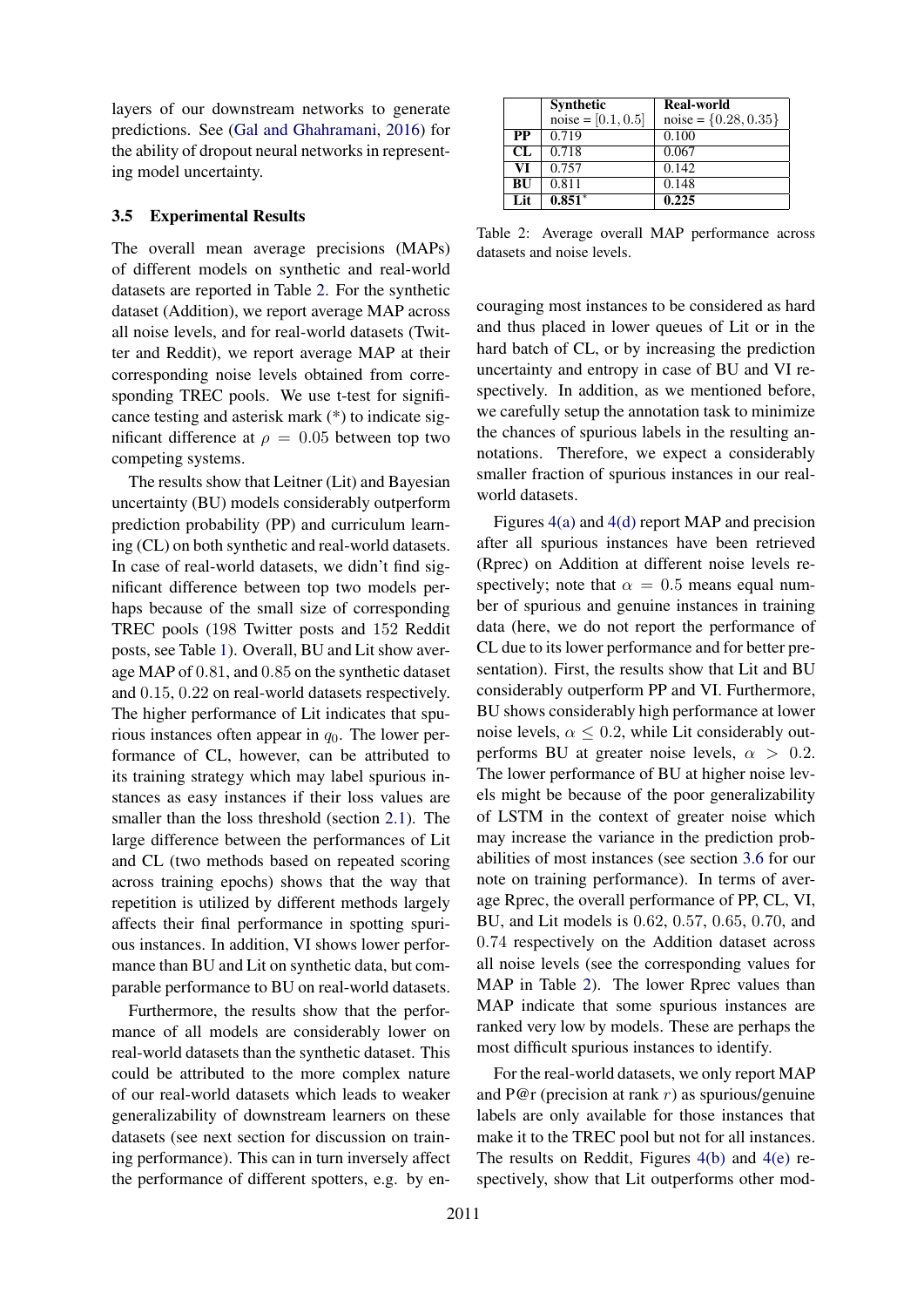layers of our downstream networks to generate predictions. See (Gal and Ghahramani, 2016) for the ability of dropout neural networks in representing model uncertainty.

### 3.5 Experimental Results

The overall mean average precisions (MAPs) of different models on synthetic and real-world datasets are reported in Table 2. For the synthetic dataset (Addition), we report average MAP across all noise levels, and for real-world datasets (Twitter and Reddit), we report average MAP at their corresponding noise levels obtained from corresponding TREC pools. We use t-test for significance testing and asterisk mark (*) to indicate significant difference at $\rho = 0.05$ between top two competing systems.

The results show that Leitner (Lit) and Bayesian uncertainty (BU) models considerably outperform prediction probability (PP) and curriculum learning (CL) on both synthetic and real-world datasets. In case of real-world datasets, we didn't find significant difference between top two models perhaps because of the small size of corresponding TREC pools (198 Twitter posts and 152 Reddit posts, see Table 1). Overall, BU and Lit show average MAP of $0.81$, and $0.85$ on the synthetic dataset and $0.15$, $0.22$ on real-world datasets respectively. The higher performance of Lit indicates that spurious instances often appear in $q_0$. The lower performance of CL, however, can be attributed to its training strategy which may label spurious instances as easy instances if their loss values are smaller than the loss threshold (section 2.1). The large difference between the performances of Lit and CL (two methods based on repeated scoring across training epochs) shows that the way that repetition is utilized by different methods largely affects their final performance in spotting spurious instances. In addition, VI shows lower performance than BU and Lit on synthetic data, but comparable performance to BU on real-world datasets.

Furthermore, the results show that the performance of all models are considerably lower on real-world datasets than the synthetic dataset. This could be attributed to the more complex nature of our real-world datasets which leads to weaker generalizability of downstream learners on these datasets (see next section for discussion on training performance). This can in turn inversely affect the performance of different spotters, e.g. by encouraging most instances to be considered as hard and thus placed in lower queues of Lit or in the hard batch of CL, or by increasing the prediction uncertainty and entropy in case of BU and VI respectively. In addition, as we mentioned before, we carefully setup the annotation task to minimize the chances of spurious labels in the resulting annotations. Therefore, we expect a considerably smaller fraction of spurious instances in our real-world datasets.

| | Synthetic noise = $[0.1, 0.5]$ | Real-world noise = $\{0.28, 0.35\}$ |
|---|---|---|
| **PP** | 0.719 | 0.100 |
| **CL** | 0.718 | 0.067 |
| **VI** | 0.757 | 0.142 |
| **BU** | 0.811 | 0.148 |
| **Lit** | **0.851*** | **0.225** |

Table 2: Average overall MAP performance across datasets and noise levels.

Figures 4(a) and 4(d) report MAP and precision after all spurious instances have been retrieved (Rprec) on Addition at different noise levels respectively; note that $\alpha = 0.5$ means equal number of spurious and genuine instances in training data (here, we do not report the performance of CL due to its lower performance and for better presentation). First, the results show that Lit and BU considerably outperform PP and VI. Furthermore, BU shows considerably high performance at lower noise levels, $\alpha \leq 0.2$, while Lit considerably outperforms BU at greater noise levels, $\alpha > 0.2$. The lower performance of BU at higher noise levels might be because of the poor generalizability of LSTM in the context of greater noise which may increase the variance in the prediction probabilities of most instances (see section 3.6 for our note on training performance). In terms of average Rprec, the overall performance of PP, CL, VI, BU, and Lit models is $0.62$, $0.57$, $0.65$, $0.70$, and $0.74$ respectively on the Addition dataset across all noise levels (see the corresponding values for MAP in Table 2). The lower Rprec values than MAP indicate that some spurious instances are ranked very low by models. These are perhaps the most difficult spurious instances to identify.

For the real-world datasets, we only report MAP and P@r (precision at rank $r$) as spurious/genuine labels are only available for those instances that make it to the TREC pool but not for all instances. The results on Reddit, Figures 4(b) and 4(e) respectively, show that Lit outperforms other mod-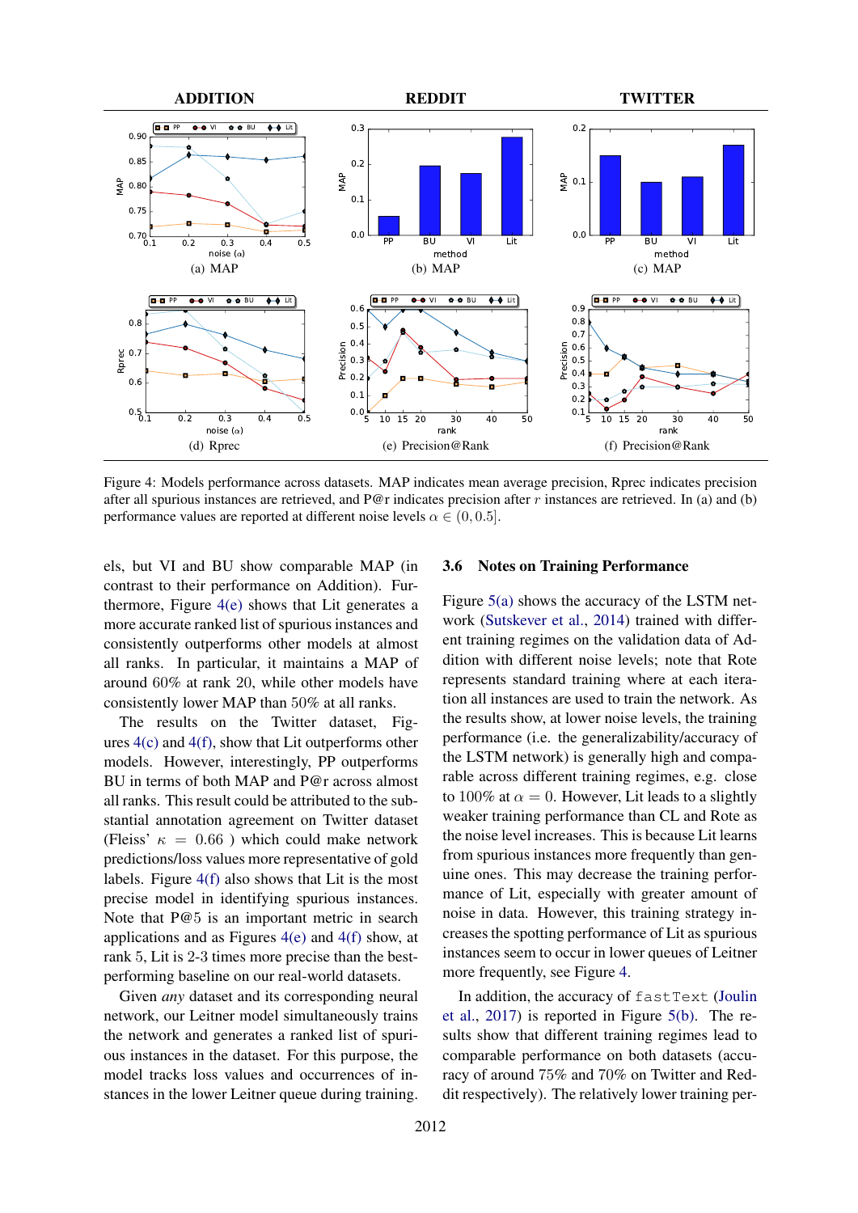ADDITION REDDIT TWITTER

(a) MAP (b) MAP (c) MAP

(d) Rprec (e) Precision@Rank (f) Precision@Rank

Figure 4: Models performance across datasets. MAP indicates mean average precision, Rprec indicates precision after all spurious instances are retrieved, and P@r indicates precision after $r$ instances are retrieved. In (a) and (b) performance values are reported at different noise levels $\alpha \in (0, 0.5]$.

els, but VI and BU show comparable MAP (in contrast to their performance on Addition). Furthermore, Figure 4(e) shows that Lit generates a more accurate ranked list of spurious instances and consistently outperforms other models at almost all ranks. In particular, it maintains a MAP of around 60% at rank 20, while other models have consistently lower MAP than 50% at all ranks.

The results on the Twitter dataset, Figures 4(c) and 4(f), show that Lit outperforms other models. However, interestingly, PP outperforms BU in terms of both MAP and P@r across almost all ranks. This result could be attributed to the substantial annotation agreement on Twitter dataset (Fleiss' $\kappa = 0.66$ ) which could make network predictions/loss values more representative of gold labels. Figure 4(f) also shows that Lit is the most precise model in identifying spurious instances. Note that P@5 is an important metric in search applications and as Figures 4(e) and 4(f) show, at rank 5, Lit is 2-3 times more precise than the best-performing baseline on our real-world datasets.

Given *any* dataset and its corresponding neural network, our Leitner model simultaneously trains the network and generates a ranked list of spurious instances in the dataset. For this purpose, the model tracks loss values and occurrences of instances in the lower Leitner queue during training.

## 3.6 Notes on Training Performance

Figure 5(a) shows the accuracy of the LSTM network (Sutskever et al., 2014) trained with different training regimes on the validation data of Addition with different noise levels; note that Rote represents standard training where at each iteration all instances are used to train the network. As the results show, at lower noise levels, the training performance (i.e. the generalizability/accuracy of the LSTM network) is generally high and comparable across different training regimes, e.g. close to 100% at $\alpha = 0$. However, Lit leads to a slightly weaker training performance than CL and Rote as the noise level increases. This is because Lit learns from spurious instances more frequently than genuine ones. This may decrease the training performance of Lit, especially with greater amount of noise in data. However, this training strategy increases the spotting performance of Lit as spurious instances seem to occur in lower queues of Leitner more frequently, see Figure 4.

In addition, the accuracy of `fastText` (Joulin et al., 2017) is reported in Figure 5(b). The results show that different training regimes lead to comparable performance on both datasets (accuracy of around 75% and 70% on Twitter and Reddit respectively). The relatively lower training per-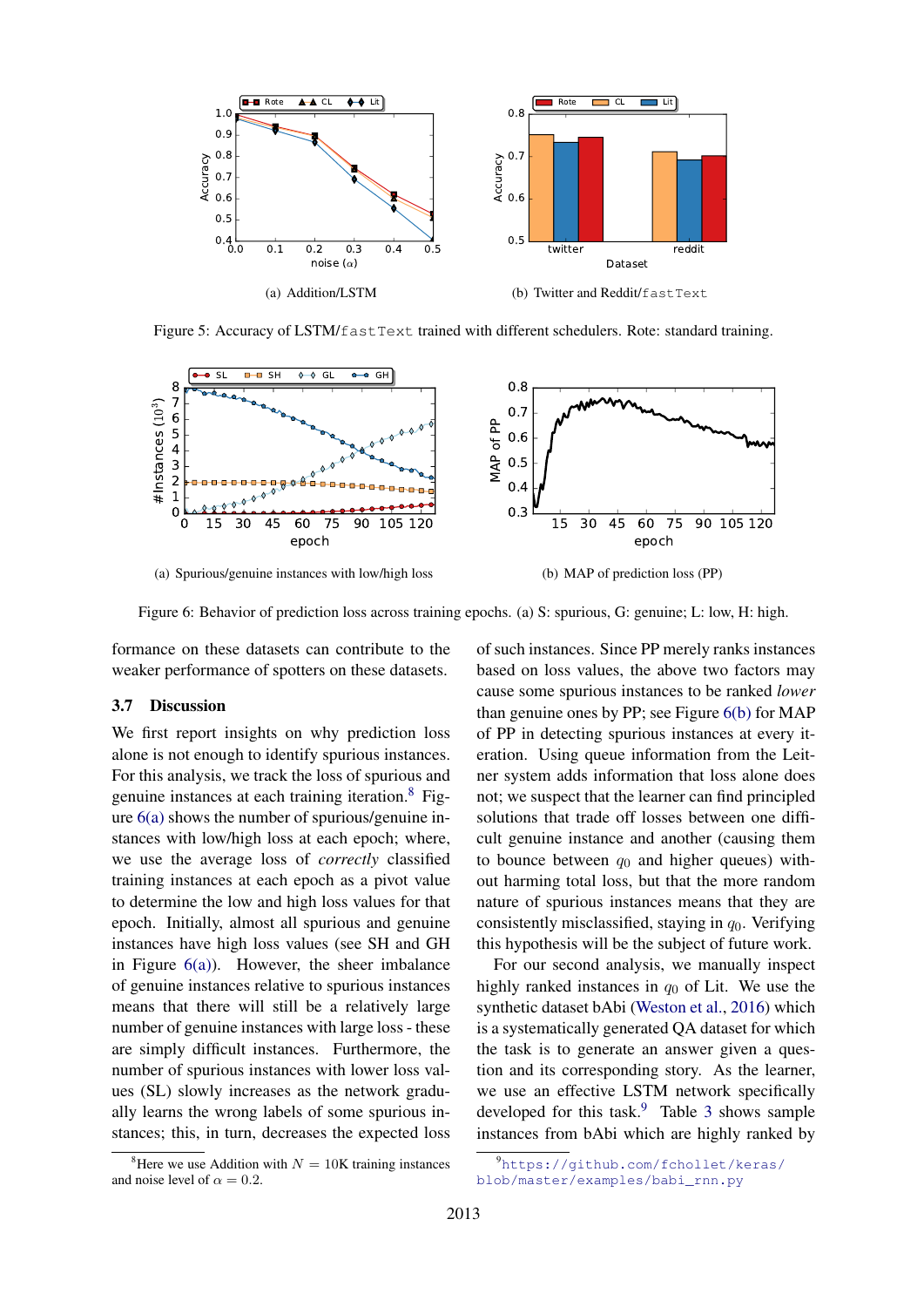(a) Addition/LSTM

(b) Twitter and Reddit/`fastText`

Figure 5: Accuracy of LSTM/`fastText` trained with different schedulers. Rote: standard training.

(a) Spurious/genuine instances with low/high loss

(b) MAP of prediction loss (PP)

Figure 6: Behavior of prediction loss across training epochs. (a) S: spurious, G: genuine; L: low, H: high.

formance on these datasets can contribute to the weaker performance of spotters on these datasets.

### 3.7 Discussion

We first report insights on why prediction loss alone is not enough to identify spurious instances. For this analysis, we track the loss of spurious and genuine instances at each training iteration.[8] Figure 6(a) shows the number of spurious/genuine instances with low/high loss at each epoch; where, we use the average loss of *correctly* classified training instances at each epoch as a pivot value to determine the low and high loss values for that epoch. Initially, almost all spurious and genuine instances have high loss values (see SH and GH in Figure 6(a)). However, the sheer imbalance of genuine instances relative to spurious instances means that there will still be a relatively large number of genuine instances with large loss - these are simply difficult instances. Furthermore, the number of spurious instances with lower loss values (SL) slowly increases as the network gradually learns the wrong labels of some spurious instances; this, in turn, decreases the expected loss of such instances. Since PP merely ranks instances based on loss values, the above two factors may cause some spurious instances to be ranked *lower* than genuine ones by PP; see Figure 6(b) for MAP of PP in detecting spurious instances at every iteration. Using queue information from the Leitner system adds information that loss alone does not; we suspect that the learner can find principled solutions that trade off losses between one difficult genuine instance and another (causing them to bounce between $q_0$ and higher queues) without harming total loss, but that the more random nature of spurious instances means that they are consistently misclassified, staying in $q_0$. Verifying this hypothesis will be the subject of future work.

For our second analysis, we manually inspect highly ranked instances in $q_0$ of Lit. We use the synthetic dataset bAbi (Weston et al., 2016) which is a systematically generated QA dataset for which the task is to generate an answer given a question and its corresponding story. As the learner, we use an effective LSTM network specifically developed for this task.[9] Table 3 shows sample instances from bAbi which are highly ranked by

[8] Here we use Addition with $N = 10K$ training instances and noise level of $\alpha = 0.2$.

[9] https://github.com/fchollet/keras/blob/master/examples/babi_rnn.py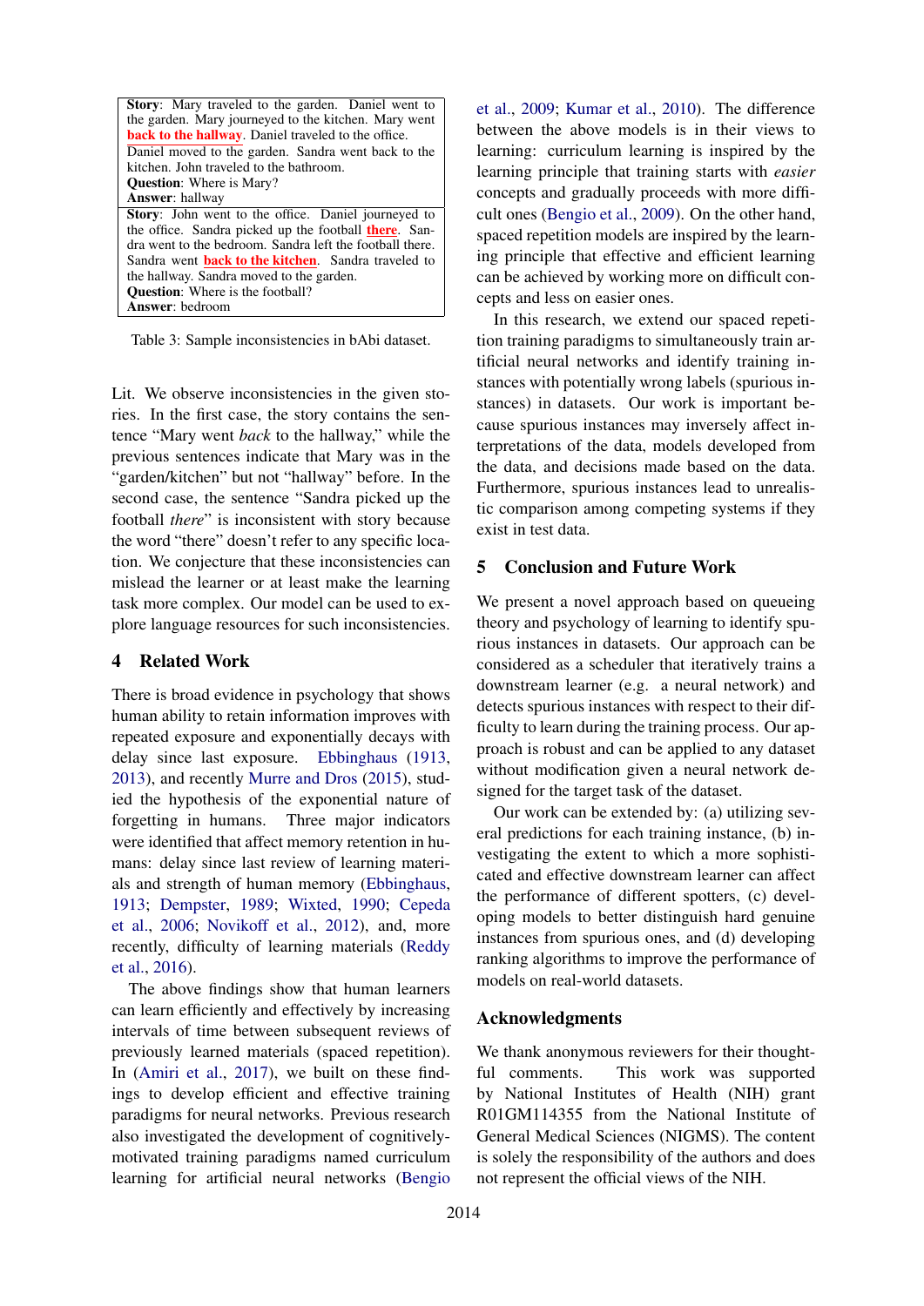| Story: Mary traveled to the garden. Daniel went to the garden. Mary journeyed to the kitchen. Mary went **back to the hallway**. Daniel traveled to the office. Daniel moved to the garden. Sandra went back to the kitchen. John traveled to the bathroom. |
| --- |
| **Question**: Where is Mary? |
| **Answer**: hallway |
| **Story**: John went to the office. Daniel journeyed to the office. Sandra picked up the football **there**. Sandra went to the bedroom. Sandra left the football there. Sandra went **back to the kitchen**. Sandra traveled to the hallway. Sandra moved to the garden. |
| **Question**: Where is the football? |
| **Answer**: bedroom |

Table 3: Sample inconsistencies in bAbi dataset.

Lit. We observe inconsistencies in the given stories. In the first case, the story contains the sentence "Mary went *back* to the hallway," while the previous sentences indicate that Mary was in the "garden/kitchen" but not "hallway" before. In the second case, the sentence "Sandra picked up the football *there*" is inconsistent with story because the word "there" doesn't refer to any specific location. We conjecture that these inconsistencies can mislead the learner or at least make the learning task more complex. Our model can be used to explore language resources for such inconsistencies.

## 4 Related Work

There is broad evidence in psychology that shows human ability to retain information improves with repeated exposure and exponentially decays with delay since last exposure. Ebbinghaus (1913, 2013), and recently Murre and Dros (2015), studied the hypothesis of the exponential nature of forgetting in humans. Three major indicators were identified that affect memory retention in humans: delay since last review of learning materials and strength of human memory (Ebbinghaus, 1913; Dempster, 1989; Wixted, 1990; Cepeda et al., 2006; Novikoff et al., 2012), and, more recently, difficulty of learning materials (Reddy et al., 2016).

The above findings show that human learners can learn efficiently and effectively by increasing intervals of time between subsequent reviews of previously learned materials (spaced repetition). In (Amiri et al., 2017), we built on these findings to develop efficient and effective training paradigms for neural networks. Previous research also investigated the development of cognitively-motivated training paradigms named curriculum learning for artificial neural networks (Bengio et al., 2009; Kumar et al., 2010). The difference between the above models is in their views to learning: curriculum learning is inspired by the learning principle that training starts with *easier* concepts and gradually proceeds with more difficult ones (Bengio et al., 2009). On the other hand, spaced repetition models are inspired by the learning principle that effective and efficient learning can be achieved by working more on difficult concepts and less on easier ones.

In this research, we extend our spaced repetition training paradigms to simultaneously train artificial neural networks and identify training instances with potentially wrong labels (spurious instances) in datasets. Our work is important because spurious instances may inversely affect interpretations of the data, models developed from the data, and decisions made based on the data. Furthermore, spurious instances lead to unrealistic comparison among competing systems if they exist in test data.

## 5 Conclusion and Future Work

We present a novel approach based on queueing theory and psychology of learning to identify spurious instances in datasets. Our approach can be considered as a scheduler that iteratively trains a downstream learner (e.g. a neural network) and detects spurious instances with respect to their difficulty to learn during the training process. Our approach is robust and can be applied to any dataset without modification given a neural network designed for the target task of the dataset.

Our work can be extended by: (a) utilizing several predictions for each training instance, (b) investigating the extent to which a more sophisticated and effective downstream learner can affect the performance of different spotters, (c) developing models to better distinguish hard genuine instances from spurious ones, and (d) developing ranking algorithms to improve the performance of models on real-world datasets.

## Acknowledgments

We thank anonymous reviewers for their thoughtful comments. This work was supported by National Institutes of Health (NIH) grant R01GM114355 from the National Institute of General Medical Sciences (NIGMS). The content is solely the responsibility of the authors and does not represent the official views of the NIH.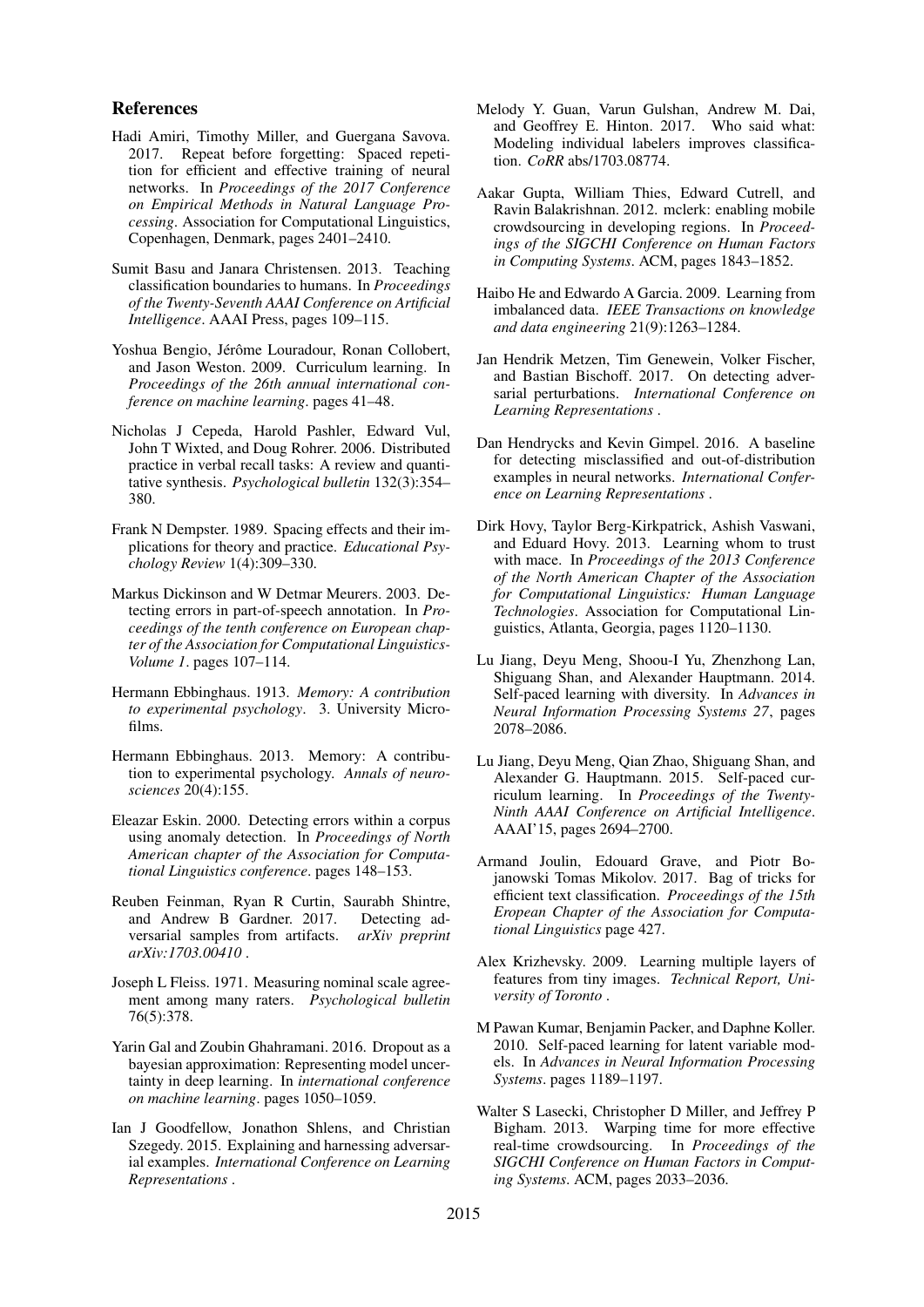## References

Hadi Amiri, Timothy Miller, and Guergana Savova. 2017. Repeat before forgetting: Spaced repetition for efficient and effective training of neural networks. In *Proceedings of the 2017 Conference on Empirical Methods in Natural Language Processing*. Association for Computational Linguistics, Copenhagen, Denmark, pages 2401–2410.

Sumit Basu and Janara Christensen. 2013. Teaching classification boundaries to humans. In *Proceedings of the Twenty-Seventh AAAI Conference on Artificial Intelligence*. AAAI Press, pages 109–115.

Yoshua Bengio, Jérôme Louradour, Ronan Collobert, and Jason Weston. 2009. Curriculum learning. In *Proceedings of the 26th annual international conference on machine learning*. pages 41–48.

Nicholas J Cepeda, Harold Pashler, Edward Vul, John T Wixted, and Doug Rohrer. 2006. Distributed practice in verbal recall tasks: A review and quantitative synthesis. *Psychological bulletin* 132(3):354–380.

Frank N Dempster. 1989. Spacing effects and their implications for theory and practice. *Educational Psychology Review* 1(4):309–330.

Markus Dickinson and W Detmar Meurers. 2003. Detecting errors in part-of-speech annotation. In *Proceedings of the tenth conference on European chapter of the Association for Computational Linguistics-Volume 1*. pages 107–114.

Hermann Ebbinghaus. 1913. *Memory: A contribution to experimental psychology*. 3. University Microfilms.

Hermann Ebbinghaus. 2013. Memory: A contribution to experimental psychology. *Annals of neurosciences* 20(4):155.

Eleazar Eskin. 2000. Detecting errors within a corpus using anomaly detection. In *Proceedings of North American chapter of the Association for Computational Linguistics conference*. pages 148–153.

Reuben Feinman, Ryan R Curtin, Saurabh Shintre, and Andrew B Gardner. 2017. Detecting adversarial samples from artifacts. *arXiv preprint arXiv:1703.00410* .

Joseph L Fleiss. 1971. Measuring nominal scale agreement among many raters. *Psychological bulletin* 76(5):378.

Yarin Gal and Zoubin Ghahramani. 2016. Dropout as a bayesian approximation: Representing model uncertainty in deep learning. In *international conference on machine learning*. pages 1050–1059.

Ian J Goodfellow, Jonathon Shlens, and Christian Szegedy. 2015. Explaining and harnessing adversarial examples. *International Conference on Learning Representations* .

Melody Y. Guan, Varun Gulshan, Andrew M. Dai, and Geoffrey E. Hinton. 2017. Who said what: Modeling individual labelers improves classification. *CoRR* abs/1703.08774.

Aakar Gupta, William Thies, Edward Cutrell, and Ravin Balakrishnan. 2012. mclerk: enabling mobile crowdsourcing in developing regions. In *Proceedings of the SIGCHI Conference on Human Factors in Computing Systems*. ACM, pages 1843–1852.

Haibo He and Edwardo A Garcia. 2009. Learning from imbalanced data. *IEEE Transactions on knowledge and data engineering* 21(9):1263–1284.

Jan Hendrik Metzen, Tim Genewein, Volker Fischer, and Bastian Bischoff. 2017. On detecting adversarial perturbations. *International Conference on Learning Representations* .

Dan Hendrycks and Kevin Gimpel. 2016. A baseline for detecting misclassified and out-of-distribution examples in neural networks. *International Conference on Learning Representations* .

Dirk Hovy, Taylor Berg-Kirkpatrick, Ashish Vaswani, and Eduard Hovy. 2013. Learning whom to trust with mace. In *Proceedings of the 2013 Conference of the North American Chapter of the Association for Computational Linguistics: Human Language Technologies*. Association for Computational Linguistics, Atlanta, Georgia, pages 1120–1130.

Lu Jiang, Deyu Meng, Shoou-I Yu, Zhenzhong Lan, Shiguang Shan, and Alexander Hauptmann. 2014. Self-paced learning with diversity. In *Advances in Neural Information Processing Systems 27*, pages 2078–2086.

Lu Jiang, Deyu Meng, Qian Zhao, Shiguang Shan, and Alexander G. Hauptmann. 2015. Self-paced curriculum learning. In *Proceedings of the Twenty-Ninth AAAI Conference on Artificial Intelligence*. AAAI'15, pages 2694–2700.

Armand Joulin, Edouard Grave, and Piotr Bojanowski Tomas Mikolov. 2017. Bag of tricks for efficient text classification. *Proceedings of the 15th Eropean Chapter of the Association for Computational Linguistics* page 427.

Alex Krizhevsky. 2009. Learning multiple layers of features from tiny images. *Technical Report, University of Toronto* .

M Pawan Kumar, Benjamin Packer, and Daphne Koller. 2010. Self-paced learning for latent variable models. In *Advances in Neural Information Processing Systems*. pages 1189–1197.

Walter S Lasecki, Christopher D Miller, and Jeffrey P Bigham. 2013. Warping time for more effective real-time crowdsourcing. In *Proceedings of the SIGCHI Conference on Human Factors in Computing Systems*. ACM, pages 2033–2036.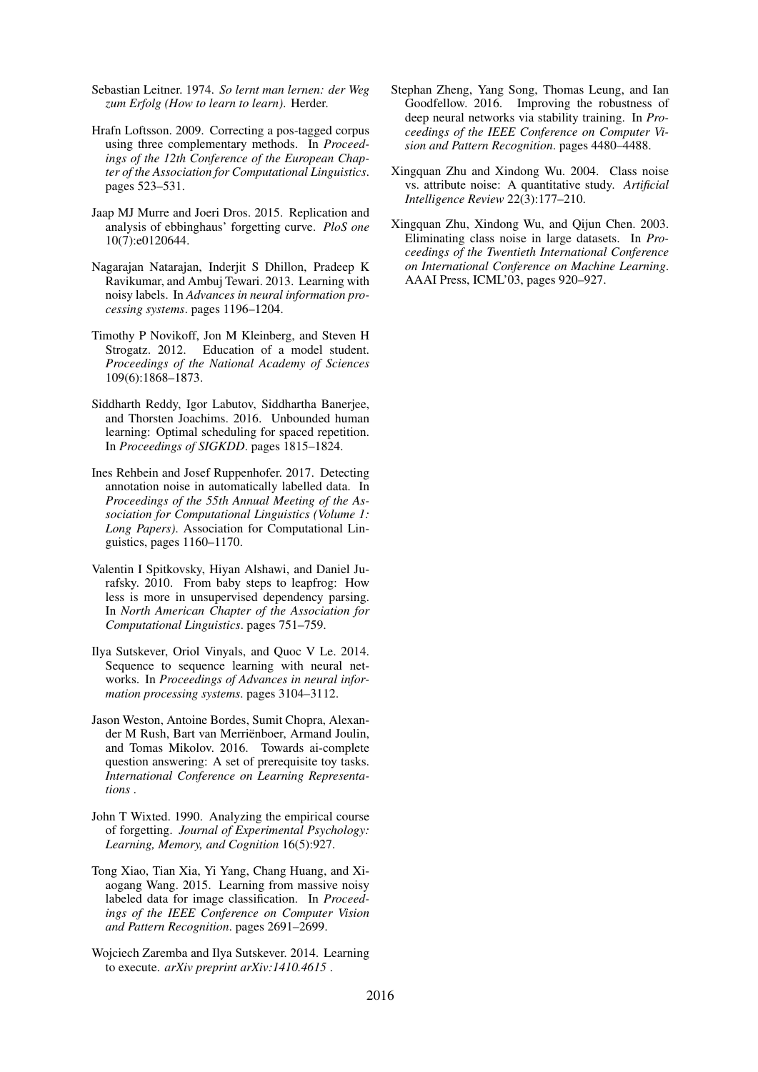Sebastian Leitner. 1974. *So lernt man lernen: der Weg zum Erfolg (How to learn to learn)*. Herder.

Hrafn Loftsson. 2009. Correcting a pos-tagged corpus using three complementary methods. In *Proceedings of the 12th Conference of the European Chapter of the Association for Computational Linguistics*. pages 523–531.

Jaap MJ Murre and Joeri Dros. 2015. Replication and analysis of ebbinghaus' forgetting curve. *PloS one* 10(7):e0120644.

Nagarajan Natarajan, Inderjit S Dhillon, Pradeep K Ravikumar, and Ambuj Tewari. 2013. Learning with noisy labels. In *Advances in neural information processing systems*. pages 1196–1204.

Timothy P Novikoff, Jon M Kleinberg, and Steven H Strogatz. 2012. Education of a model student. *Proceedings of the National Academy of Sciences* 109(6):1868–1873.

Siddharth Reddy, Igor Labutov, Siddhartha Banerjee, and Thorsten Joachims. 2016. Unbounded human learning: Optimal scheduling for spaced repetition. In *Proceedings of SIGKDD*. pages 1815–1824.

Ines Rehbein and Josef Ruppenhofer. 2017. Detecting annotation noise in automatically labelled data. In *Proceedings of the 55th Annual Meeting of the Association for Computational Linguistics (Volume 1: Long Papers)*. Association for Computational Linguistics, pages 1160–1170.

Valentin I Spitkovsky, Hiyan Alshawi, and Daniel Jurafsky. 2010. From baby steps to leapfrog: How less is more in unsupervised dependency parsing. In *North American Chapter of the Association for Computational Linguistics*. pages 751–759.

Ilya Sutskever, Oriol Vinyals, and Quoc V Le. 2014. Sequence to sequence learning with neural networks. In *Proceedings of Advances in neural information processing systems*. pages 3104–3112.

Jason Weston, Antoine Bordes, Sumit Chopra, Alexander M Rush, Bart van Merriënboer, Armand Joulin, and Tomas Mikolov. 2016. Towards ai-complete question answering: A set of prerequisite toy tasks. *International Conference on Learning Representations* .

John T Wixted. 1990. Analyzing the empirical course of forgetting. *Journal of Experimental Psychology: Learning, Memory, and Cognition* 16(5):927.

Tong Xiao, Tian Xia, Yi Yang, Chang Huang, and Xiaogang Wang. 2015. Learning from massive noisy labeled data for image classification. In *Proceedings of the IEEE Conference on Computer Vision and Pattern Recognition*. pages 2691–2699.

Wojciech Zaremba and Ilya Sutskever. 2014. Learning to execute. *arXiv preprint arXiv:1410.4615* .

Stephan Zheng, Yang Song, Thomas Leung, and Ian Goodfellow. 2016. Improving the robustness of deep neural networks via stability training. In *Proceedings of the IEEE Conference on Computer Vision and Pattern Recognition*. pages 4480–4488.

Xingquan Zhu and Xindong Wu. 2004. Class noise vs. attribute noise: A quantitative study. *Artificial Intelligence Review* 22(3):177–210.

Xingquan Zhu, Xindong Wu, and Qijun Chen. 2003. Eliminating class noise in large datasets. In *Proceedings of the Twentieth International Conference on International Conference on Machine Learning*. AAAI Press, ICML'03, pages 920–927.